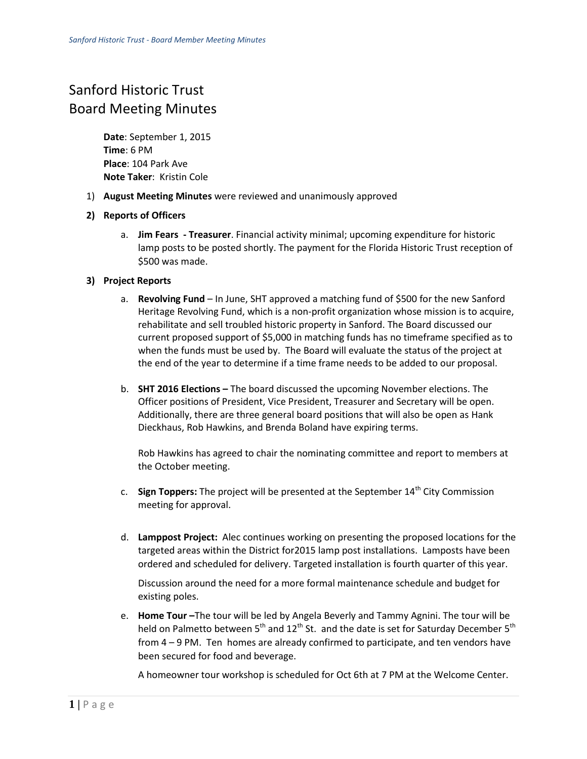# Sanford Historic Trust
# Board Meeting Minutes

**Date**: September 1, 2015
**Time**: 6 PM
**Place**: 104 Park Ave
**Note Taker**: Kristin Cole

1) **August Meeting Minutes** were reviewed and unanimously approved

2) **Reports of Officers**

   a. **Jim Fears - Treasurer**. Financial activity minimal; upcoming expenditure for historic lamp posts to be posted shortly. The payment for the Florida Historic Trust reception of $500 was made.

3) **Project Reports**

   a. **Revolving Fund** – In June, SHT approved a matching fund of $500 for the new Sanford Heritage Revolving Fund, which is a non-profit organization whose mission is to acquire, rehabilitate and sell troubled historic property in Sanford. The Board discussed our current proposed support of $5,000 in matching funds has no timeframe specified as to when the funds must be used by. The Board will evaluate the status of the project at the end of the year to determine if a time frame needs to be added to our proposal.

   b. **SHT 2016 Elections –** The board discussed the upcoming November elections. The Officer positions of President, Vice President, Treasurer and Secretary will be open. Additionally, there are three general board positions that will also be open as Hank Dieckhaus, Rob Hawkins, and Brenda Boland have expiring terms.

      Rob Hawkins has agreed to chair the nominating committee and report to members at the October meeting.

   c. **Sign Toppers:** The project will be presented at the September 14th City Commission meeting for approval.

   d. **Lamppost Project:** Alec continues working on presenting the proposed locations for the targeted areas within the District for2015 lamp post installations. Lamposts have been ordered and scheduled for delivery. Targeted installation is fourth quarter of this year.

      Discussion around the need for a more formal maintenance schedule and budget for existing poles.

   e. **Home Tour –**The tour will be led by Angela Beverly and Tammy Agnini. The tour will be held on Palmetto between 5th and 12th St. and the date is set for Saturday December 5th from 4 – 9 PM. Ten homes are already confirmed to participate, and ten vendors have been secured for food and beverage.

      A homeowner tour workshop is scheduled for Oct 6th at 7 PM at the Welcome Center.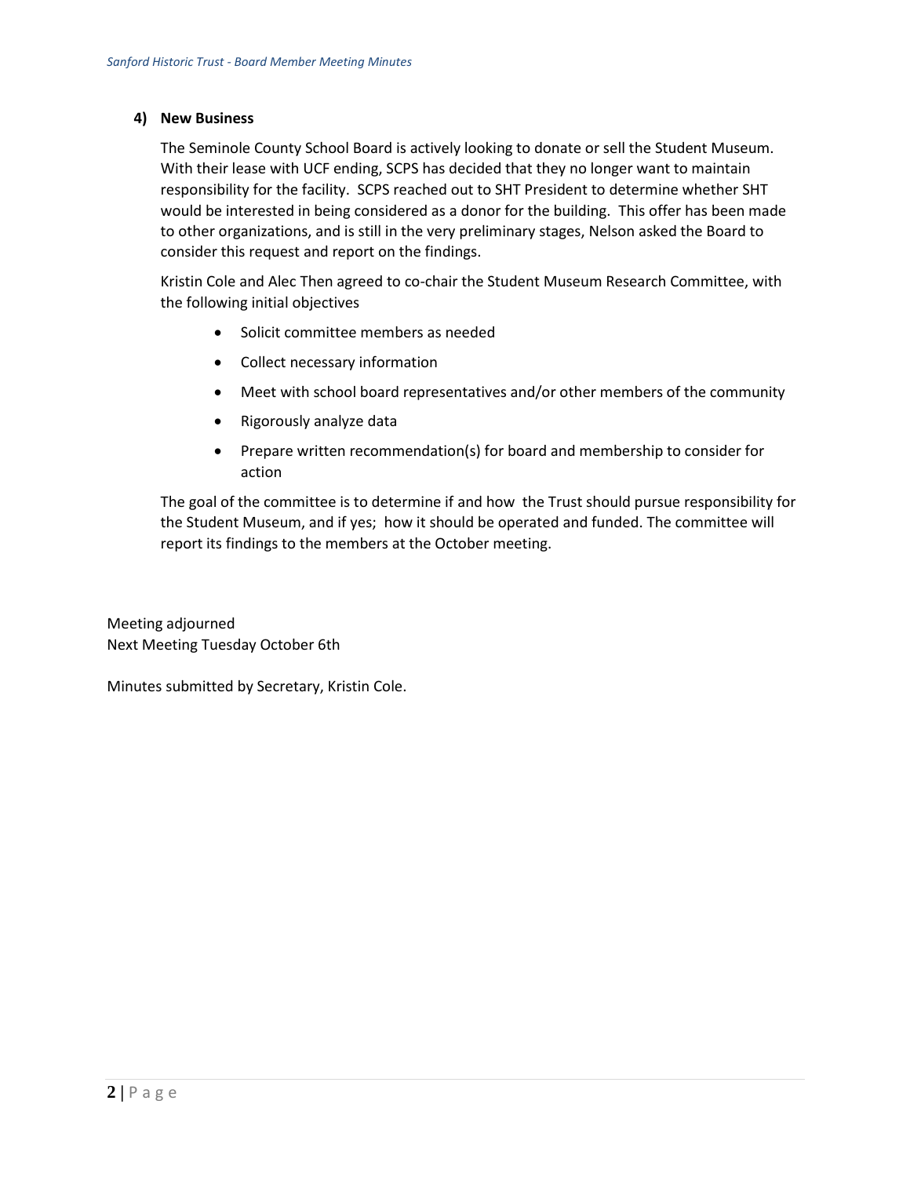### 4) New Business

The Seminole County School Board is actively looking to donate or sell the Student Museum. With their lease with UCF ending, SCPS has decided that they no longer want to maintain responsibility for the facility. SCPS reached out to SHT President to determine whether SHT would be interested in being considered as a donor for the building. This offer has been made to other organizations, and is still in the very preliminary stages, Nelson asked the Board to consider this request and report on the findings.

Kristin Cole and Alec Then agreed to co-chair the Student Museum Research Committee, with the following initial objectives

- Solicit committee members as needed
- Collect necessary information
- Meet with school board representatives and/or other members of the community
- Rigorously analyze data
- Prepare written recommendation(s) for board and membership to consider for action

The goal of the committee is to determine if and how the Trust should pursue responsibility for the Student Museum, and if yes; how it should be operated and funded. The committee will report its findings to the members at the October meeting.

Meeting adjourned
Next Meeting Tuesday October 6th

Minutes submitted by Secretary, Kristin Cole.